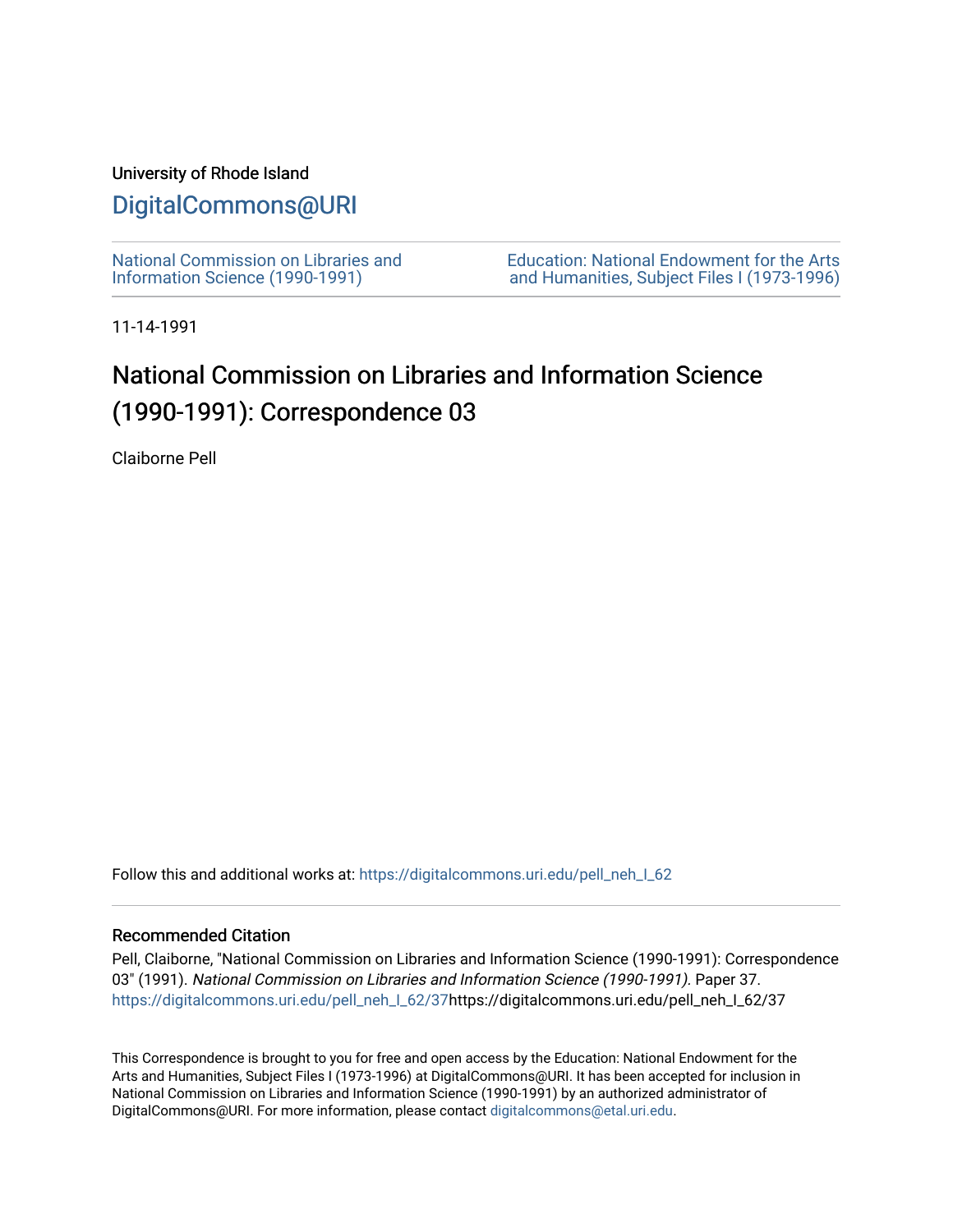University of Rhode Island

# DigitalCommons@URI

National Commission on Libraries and Information Science (1990-1991)

Education: National Endowment for the Arts and Humanities, Subject Files I (1973-1996)

11-14-1991

# National Commission on Libraries and Information Science (1990-1991): Correspondence 03

Claiborne Pell

Follow this and additional works at: https://digitalcommons.uri.edu/pell_neh_I_62

## Recommended Citation

Pell, Claiborne, "National Commission on Libraries and Information Science (1990-1991): Correspondence 03" (1991). *National Commission on Libraries and Information Science (1990-1991)*. Paper 37. https://digitalcommons.uri.edu/pell_neh_I_62/37https://digitalcommons.uri.edu/pell_neh_I_62/37

This Correspondence is brought to you for free and open access by the Education: National Endowment for the Arts and Humanities, Subject Files I (1973-1996) at DigitalCommons@URI. It has been accepted for inclusion in National Commission on Libraries and Information Science (1990-1991) by an authorized administrator of DigitalCommons@URI. For more information, please contact digitalcommons@etal.uri.edu.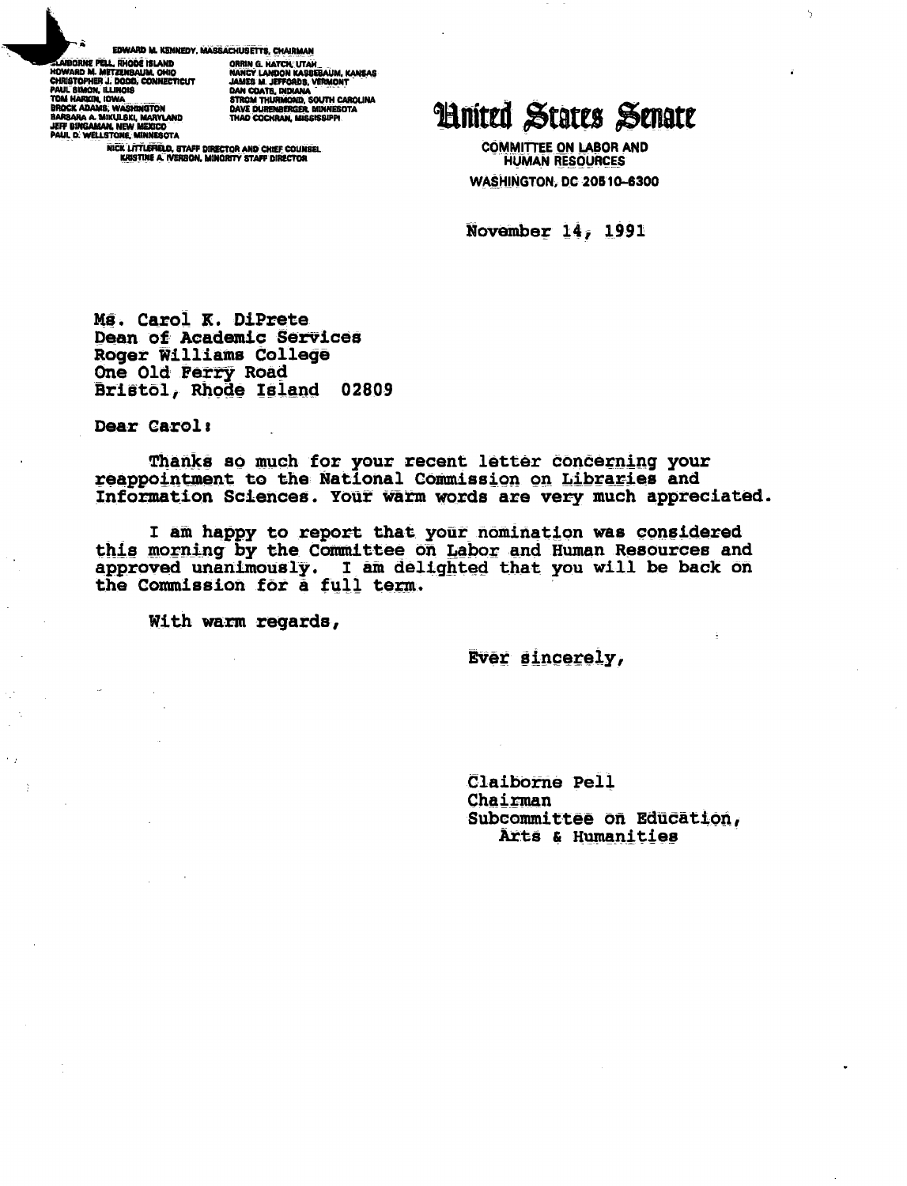EDWARD M. KENNEDY, MASSACHUSETTS, CHAIRMAN

CLAIBORNE PELL, RHODE ISLAND
HOWARD M. METZENBAUM, OHIO
CHRISTOPHER J. DODD, CONNECTICUT
PAUL SIMON, ILLINOIS
TOM HARKIN, IOWA
BROCK ADAMS, WASHINGTON
BARBARA A. MIKULSKI, MARYLAND
JEFF BINGAMAN, NEW MEXICO
PAUL D. WELLSTONE, MINNESOTA

ORRIN G. HATCH, UTAH
NANCY LANDON KASSEBAUM, KANSAS
JAMES M. JEFFORDS, VERMONT
DAN COATS, INDIANA
STROM THURMOND, SOUTH CAROLINA
DAVE DURENBERGER, MINNESOTA
THAD COCHRAN, MISSISSIPPI

NICK LITTLEFIELD, STAFF DIRECTOR AND CHIEF COUNSEL
KRISTINE A. IVERSON, MINORITY STAFF DIRECTOR

# United States Senate

COMMITTEE ON LABOR AND
HUMAN RESOURCES
WASHINGTON, DC 20510-6300

November 14, 1991

Ms. Carol K. DiPrete
Dean of Academic Services
Roger Williams College
One Old Ferry Road
Bristol, Rhode Island 02809

Dear Carol:

Thanks so much for your recent letter concerning your reappointment to the National Commission on Libraries and Information Sciences. Your warm words are very much appreciated.

I am happy to report that your nomination was considered this morning by the Committee on Labor and Human Resources and approved unanimously. I am delighted that you will be back on the Commission for a full term.

With warm regards,

Ever sincerely,

Claiborne Pell
Chairman
Subcommittee on Education,
Arts & Humanities